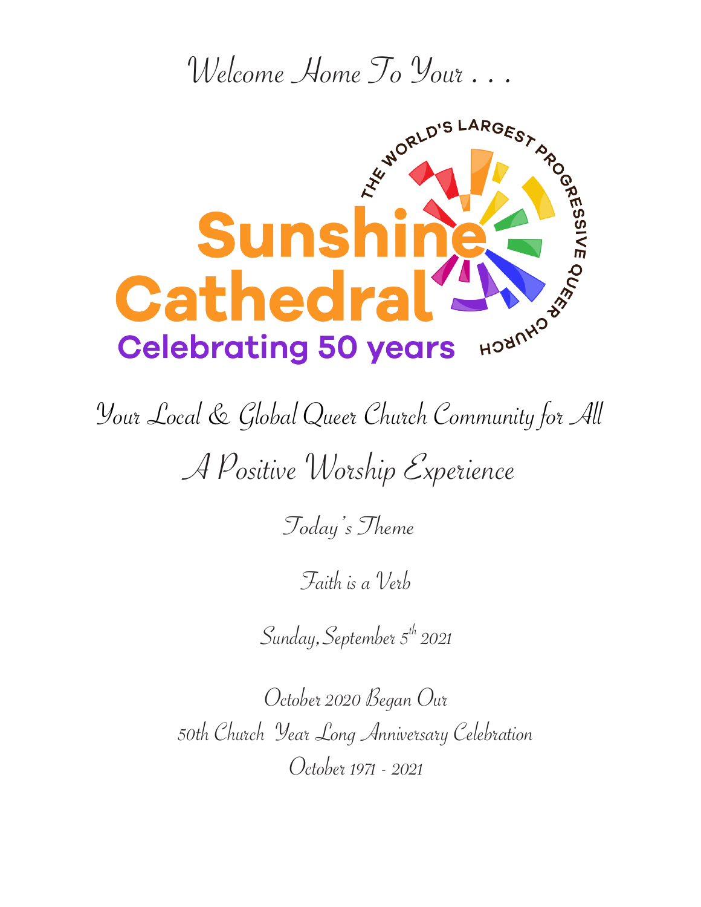Welcome Home To Your . . .

THE WORLD'S LARGEST PROGRESSIVE QUEER CHURCH

# Sunshine Cathedral

**Celebrating 50 years**

## Your Local & Global Queer Church Community for All

## A Positive Worship Experience

Today's Theme

### Faith is a Verb

Sunday, September 5th 2021

October 2020 Began Our
50th Church Year Long Anniversary Celebration
October 1971 - 2021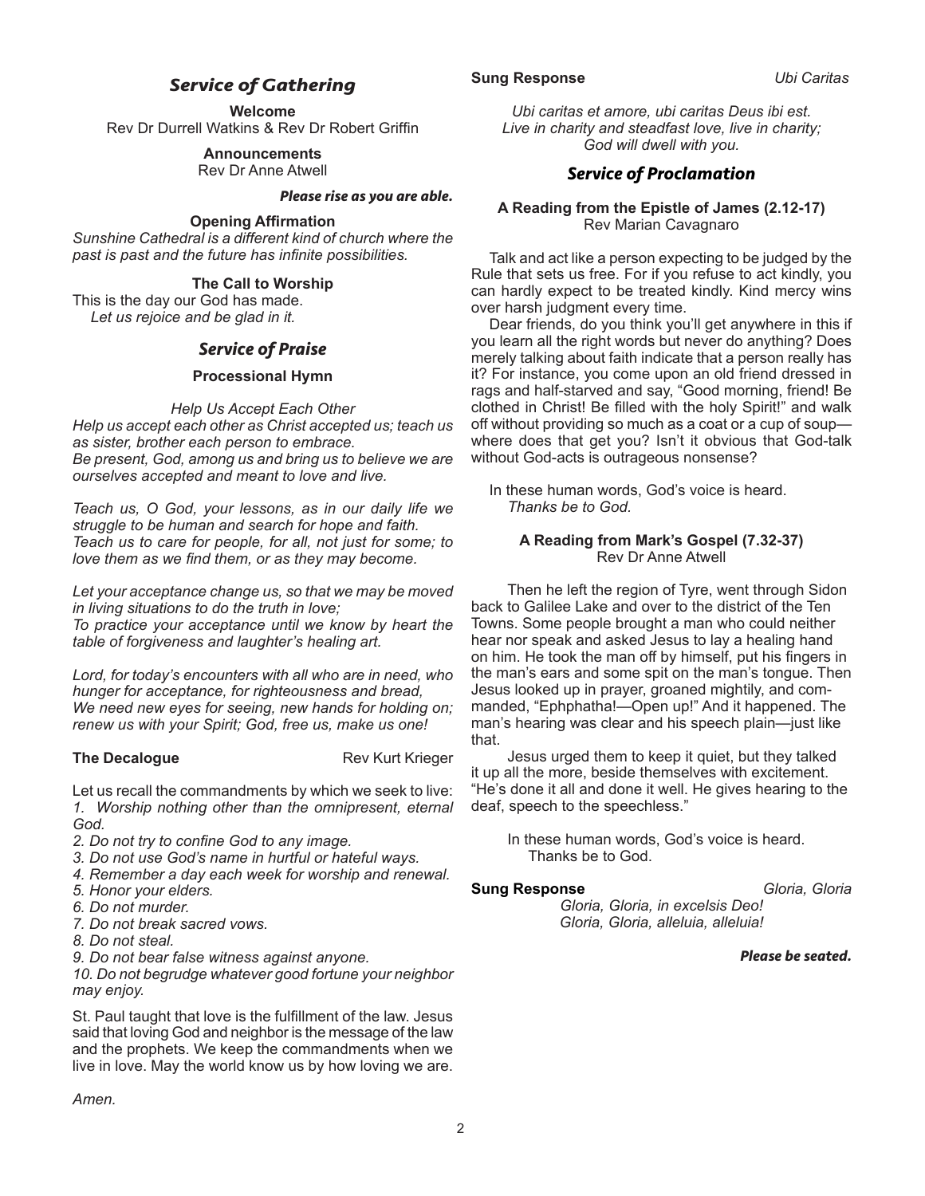## *Service of Gathering*

**Welcome**
Rev Dr Durrell Watkins & Rev Dr Robert Griffin

**Announcements**
Rev Dr Anne Atwell

***Please rise as you are able.***

**Opening Affirmation**

*Sunshine Cathedral is a different kind of church where the past is past and the future has infinite possibilities.*

**The Call to Worship**

This is the day our God has made.
*Let us rejoice and be glad in it.*

## *Service of Praise*

**Processional Hymn**

*Help Us Accept Each Other*

*Help us accept each other as Christ accepted us; teach us as sister, brother each person to embrace.*
*Be present, God, among us and bring us to believe we are ourselves accepted and meant to love and live.*

*Teach us, O God, your lessons, as in our daily life we struggle to be human and search for hope and faith.*
*Teach us to care for people, for all, not just for some; to love them as we find them, or as they may become.*

*Let your acceptance change us, so that we may be moved in living situations to do the truth in love;*
*To practice your acceptance until we know by heart the table of forgiveness and laughter's healing art.*

*Lord, for today's encounters with all who are in need, who hunger for acceptance, for righteousness and bread,*
*We need new eyes for seeing, new hands for holding on; renew us with your Spirit; God, free us, make us one!*

**The Decalogue** Rev Kurt Krieger

Let us recall the commandments by which we seek to live:

*1. Worship nothing other than the omnipresent, eternal God.*
*2. Do not try to confine God to any image.*
*3. Do not use God's name in hurtful or hateful ways.*
*4. Remember a day each week for worship and renewal.*
*5. Honor your elders.*
*6. Do not murder.*
*7. Do not break sacred vows.*
*8. Do not steal.*
*9. Do not bear false witness against anyone.*
*10. Do not begrudge whatever good fortune your neighbor may enjoy.*

St. Paul taught that love is the fulfillment of the law. Jesus said that loving God and neighbor is the message of the law and the prophets. We keep the commandments when we live in love. May the world know us by how loving we are.

*Amen.*

**Sung Response** *Ubi Caritas*

*Ubi caritas et amore, ubi caritas Deus ibi est.*
*Live in charity and steadfast love, live in charity;*
*God will dwell with you.*

## *Service of Proclamation*

**A Reading from the Epistle of James (2.12-17)**
Rev Marian Cavagnaro

Talk and act like a person expecting to be judged by the Rule that sets us free. For if you refuse to act kindly, you can hardly expect to be treated kindly. Kind mercy wins over harsh judgment every time.

Dear friends, do you think you'll get anywhere in this if you learn all the right words but never do anything? Does merely talking about faith indicate that a person really has it? For instance, you come upon an old friend dressed in rags and half-starved and say, "Good morning, friend! Be clothed in Christ! Be filled with the holy Spirit!" and walk off without providing so much as a coat or a cup of soup—where does that get you? Isn't it obvious that God-talk without God-acts is outrageous nonsense?

In these human words, God's voice is heard.
*Thanks be to God.*

**A Reading from Mark's Gospel (7.32-37)**
Rev Dr Anne Atwell

Then he left the region of Tyre, went through Sidon back to Galilee Lake and over to the district of the Ten Towns. Some people brought a man who could neither hear nor speak and asked Jesus to lay a healing hand on him. He took the man off by himself, put his fingers in the man's ears and some spit on the man's tongue. Then Jesus looked up in prayer, groaned mightily, and commanded, "Ephphatha!—Open up!" And it happened. The man's hearing was clear and his speech plain—just like that.

Jesus urged them to keep it quiet, but they talked it up all the more, beside themselves with excitement. "He's done it all and done it well. He gives hearing to the deaf, speech to the speechless."

In these human words, God's voice is heard.
Thanks be to God.

**Sung Response** *Gloria, Gloria*

*Gloria, Gloria, in excelsis Deo!*
*Gloria, Gloria, alleluia, alleluia!*

***Please be seated.***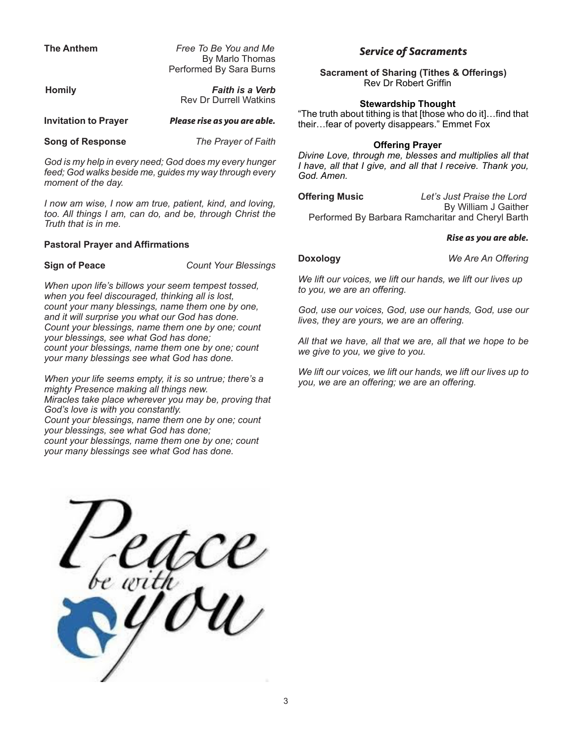**The Anthem** *Free To Be You and Me*
By Marlo Thomas
Performed By Sara Burns

**Homily** ***Faith is a Verb***
Rev Dr Durrell Watkins

**Invitation to Prayer** ***Please rise as you are able.***

**Song of Response** *The Prayer of Faith*

*God is my help in every need; God does my every hunger feed; God walks beside me, guides my way through every moment of the day.*

*I now am wise, I now am true, patient, kind, and loving, too. All things I am, can do, and be, through Christ the Truth that is in me.*

**Pastoral Prayer and Affirmations**

**Sign of Peace** *Count Your Blessings*

*When upon life's billows your seem tempest tossed,*
*when you feel discouraged, thinking all is lost,*
*count your many blessings, name them one by one,*
*and it will surprise you what our God has done.*
*Count your blessings, name them one by one; count your blessings, see what God has done;*
*count your blessings, name them one by one; count your many blessings see what God has done.*

*When your life seems empty, it is so untrue; there's a mighty Presence making all things new.*
*Miracles take place wherever you may be, proving that God's love is with you constantly.*
*Count your blessings, name them one by one; count your blessings, see what God has done;*
*count your blessings, name them one by one; count your many blessings see what God has done.*

## *Service of Sacraments*

**Sacrament of Sharing (Tithes & Offerings)**
Rev Dr Robert Griffin

**Stewardship Thought**
"The truth about tithing is that [those who do it]…find that their…fear of poverty disappears." Emmet Fox

**Offering Prayer**
*Divine Love, through me, blesses and multiplies all that I have, all that I give, and all that I receive. Thank you, God. Amen.*

**Offering Music** *Let's Just Praise the Lord*
By William J Gaither
Performed By Barbara Ramcharitar and Cheryl Barth

***Rise as you are able.***

**Doxology** *We Are An Offering*

*We lift our voices, we lift our hands, we lift our lives up to you, we are an offering.*

*God, use our voices, God, use our hands, God, use our lives, they are yours, we are an offering.*

*All that we have, all that we are, all that we hope to be we give to you, we give to you.*

*We lift our voices, we lift our hands, we lift our lives up to you, we are an offering; we are an offering.*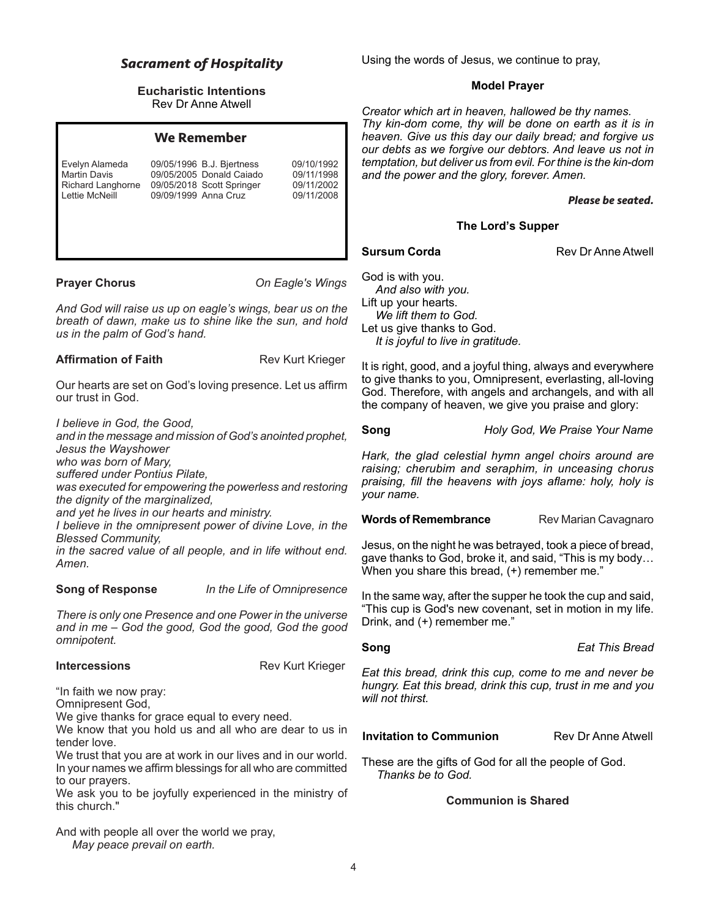## *Sacrament of Hospitality*

**Eucharistic Intentions**
Rev Dr Anne Atwell

### We Remember

| | | | |
|---|---|---|---|
| Evelyn Alameda | 09/05/1996 | B.J. Bjertness | 09/10/1992 |
| Martin Davis | 09/05/2005 | Donald Caiado | 09/11/1998 |
| Richard Langhorne | 09/05/2018 | Scott Springer | 09/11/2002 |
| Lettie McNeill | 09/09/1999 | Anna Cruz | 09/11/2008 |

**Prayer Chorus** *On Eagle's Wings*

*And God will raise us up on eagle's wings, bear us on the breath of dawn, make us to shine like the sun, and hold us in the palm of God's hand.*

**Affirmation of Faith** Rev Kurt Krieger

Our hearts are set on God's loving presence. Let us affirm our trust in God.

*I believe in God, the Good,*
*and in the message and mission of God's anointed prophet, Jesus the Wayshower*
*who was born of Mary,*
*suffered under Pontius Pilate,*
*was executed for empowering the powerless and restoring the dignity of the marginalized,*
*and yet he lives in our hearts and ministry.*
*I believe in the omnipresent power of divine Love, in the Blessed Community,*
*in the sacred value of all people, and in life without end. Amen.*

**Song of Response** *In the Life of Omnipresence*

*There is only one Presence and one Power in the universe and in me – God the good, God the good, God the good omnipotent.*

**Intercessions** Rev Kurt Krieger

"In faith we now pray:
Omnipresent God,
We give thanks for grace equal to every need.
We know that you hold us and all who are dear to us in tender love.
We trust that you are at work in our lives and in our world. In your names we affirm blessings for all who are committed to our prayers.
We ask you to be joyfully experienced in the ministry of this church."

And with people all over the world we pray,
*May peace prevail on earth.*

Using the words of Jesus, we continue to pray,

**Model Prayer**

*Creator which art in heaven, hallowed be thy names. Thy kin-dom come, thy will be done on earth as it is in heaven. Give us this day our daily bread; and forgive us our debts as we forgive our debtors. And leave us not in temptation, but deliver us from evil. For thine is the kin-dom and the power and the glory, forever. Amen.*

***Please be seated.***

**The Lord's Supper**

**Sursum Corda** Rev Dr Anne Atwell

God is with you.
*And also with you.*
Lift up your hearts.
*We lift them to God.*
Let us give thanks to God.
*It is joyful to live in gratitude.*

It is right, good, and a joyful thing, always and everywhere to give thanks to you, Omnipresent, everlasting, all-loving God. Therefore, with angels and archangels, and with all the company of heaven, we give you praise and glory:

**Song** *Holy God, We Praise Your Name*

*Hark, the glad celestial hymn angel choirs around are raising; cherubim and seraphim, in unceasing chorus praising, fill the heavens with joys aflame: holy, holy is your name.*

**Words of Remembrance** Rev Marian Cavagnaro

Jesus, on the night he was betrayed, took a piece of bread, gave thanks to God, broke it, and said, "This is my body… When you share this bread, (+) remember me."

In the same way, after the supper he took the cup and said, "This cup is God's new covenant, set in motion in my life. Drink, and (+) remember me."

**Song** *Eat This Bread*

*Eat this bread, drink this cup, come to me and never be hungry. Eat this bread, drink this cup, trust in me and you will not thirst.*

**Invitation to Communion** Rev Dr Anne Atwell

These are the gifts of God for all the people of God.
*Thanks be to God.*

**Communion is Shared**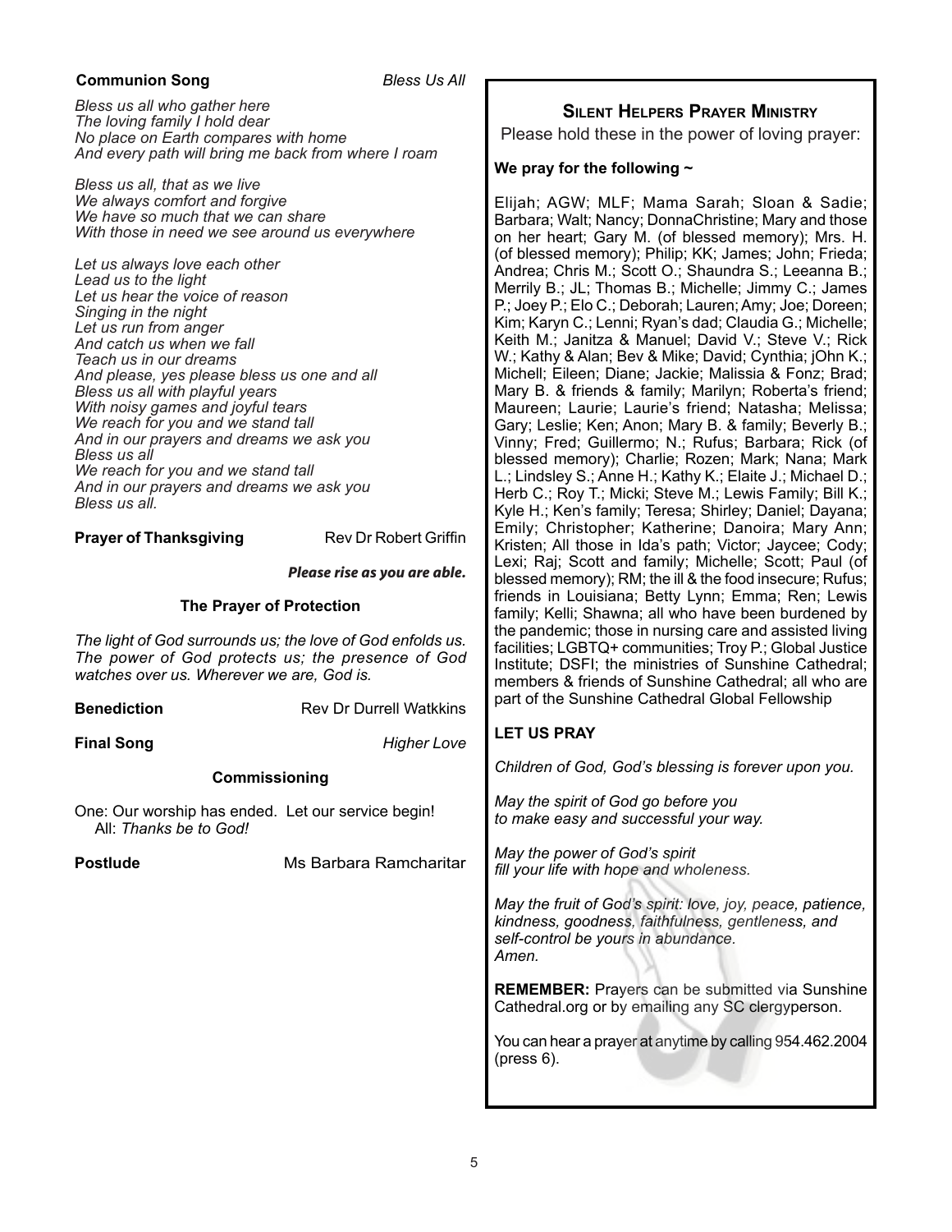**Communion Song** *Bless Us All*

*Bless us all who gather here*
*The loving family I hold dear*
*No place on Earth compares with home*
*And every path will bring me back from where I roam*

*Bless us all, that as we live*
*We always comfort and forgive*
*We have so much that we can share*
*With those in need we see around us everywhere*

*Let us always love each other*
*Lead us to the light*
*Let us hear the voice of reason*
*Singing in the night*
*Let us run from anger*
*And catch us when we fall*
*Teach us in our dreams*
*And please, yes please bless us one and all*
*Bless us all with playful years*
*With noisy games and joyful tears*
*We reach for you and we stand tall*
*And in our prayers and dreams we ask you*
*Bless us all*
*We reach for you and we stand tall*
*And in our prayers and dreams we ask you*
*Bless us all.*

**Prayer of Thanksgiving** Rev Dr Robert Griffin

***Please rise as you are able.***

### The Prayer of Protection

*The light of God surrounds us; the love of God enfolds us. The power of God protects us; the presence of God watches over us. Wherever we are, God is.*

**Benediction** Rev Dr Durrell Watkkins

**Final Song** *Higher Love*

### Commissioning

One: Our worship has ended. Let our service begin!
All: *Thanks be to God!*

**Postlude** Ms Barbara Ramcharitar

## Silent Helpers Prayer Ministry

Please hold these in the power of loving prayer:

**We pray for the following ~**

Elijah; AGW; MLF; Mama Sarah; Sloan & Sadie; Barbara; Walt; Nancy; DonnaChristine; Mary and those on her heart; Gary M. (of blessed memory); Mrs. H. (of blessed memory); Philip; KK; James; John; Frieda; Andrea; Chris M.; Scott O.; Shaundra S.; Leeanna B.; Merrily B.; JL; Thomas B.; Michelle; Jimmy C.; James P.; Joey P.; Elo C.; Deborah; Lauren; Amy; Joe; Doreen; Kim; Karyn C.; Lenni; Ryan's dad; Claudia G.; Michelle; Keith M.; Janitza & Manuel; David V.; Steve V.; Rick W.; Kathy & Alan; Bev & Mike; David; Cynthia; jOhn K.; Michell; Eileen; Diane; Jackie; Malissia & Fonz; Brad; Mary B. & friends & family; Marilyn; Roberta's friend; Maureen; Laurie; Laurie's friend; Natasha; Melissa; Gary; Leslie; Ken; Anon; Mary B. & family; Beverly B.; Vinny; Fred; Guillermo; N.; Rufus; Barbara; Rick (of blessed memory); Charlie; Rozen; Mark; Nana; Mark L.; Lindsley S.; Anne H.; Kathy K.; Elaite J.; Michael D.; Herb C.; Roy T.; Micki; Steve M.; Lewis Family; Bill K.; Kyle H.; Ken's family; Teresa; Shirley; Daniel; Dayana; Emily; Christopher; Katherine; Danoira; Mary Ann; Kristen; All those in Ida's path; Victor; Jaycee; Cody; Lexi; Raj; Scott and family; Michelle; Scott; Paul (of blessed memory); RM; the ill & the food insecure; Rufus; friends in Louisiana; Betty Lynn; Emma; Ren; Lewis family; Kelli; Shawna; all who have been burdened by the pandemic; those in nursing care and assisted living facilities; LGBTQ+ communities; Troy P.; Global Justice Institute; DSFI; the ministries of Sunshine Cathedral; members & friends of Sunshine Cathedral; all who are part of the Sunshine Cathedral Global Fellowship

**LET US PRAY**

*Children of God, God's blessing is forever upon you.*

*May the spirit of God go before you*
*to make easy and successful your way.*

*May the power of God's spirit*
*fill your life with hope and wholeness.*

*May the fruit of God's spirit: love, joy, peace, patience, kindness, goodness, faithfulness, gentleness, and self-control be yours in abundance.*
*Amen.*

**REMEMBER:** Prayers can be submitted via Sunshine Cathedral.org or by emailing any SC clergyperson.

You can hear a prayer at anytime by calling 954.462.2004 (press 6).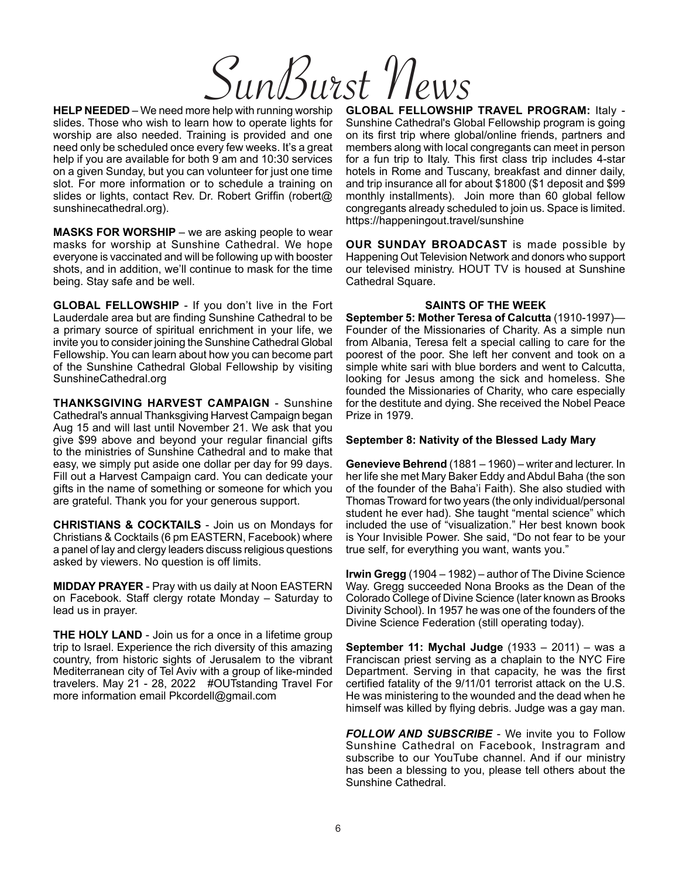# SunBurst News

**HELP NEEDED** – We need more help with running worship slides. Those who wish to learn how to operate lights for worship are also needed. Training is provided and one need only be scheduled once every few weeks. It's a great help if you are available for both 9 am and 10:30 services on a given Sunday, but you can volunteer for just one time slot. For more information or to schedule a training on slides or lights, contact Rev. Dr. Robert Griffin (robert@sunshinecathedral.org).

**MASKS FOR WORSHIP** – we are asking people to wear masks for worship at Sunshine Cathedral. We hope everyone is vaccinated and will be following up with booster shots, and in addition, we'll continue to mask for the time being. Stay safe and be well.

**GLOBAL FELLOWSHIP** - If you don't live in the Fort Lauderdale area but are finding Sunshine Cathedral to be a primary source of spiritual enrichment in your life, we invite you to consider joining the Sunshine Cathedral Global Fellowship. You can learn about how you can become part of the Sunshine Cathedral Global Fellowship by visiting SunshineCathedral.org

**THANKSGIVING HARVEST CAMPAIGN** - Sunshine Cathedral's annual Thanksgiving Harvest Campaign began Aug 15 and will last until November 21. We ask that you give $99 above and beyond your regular financial gifts to the ministries of Sunshine Cathedral and to make that easy, we simply put aside one dollar per day for 99 days. Fill out a Harvest Campaign card. You can dedicate your gifts in the name of something or someone for which you are grateful. Thank you for your generous support.

**CHRISTIANS & COCKTAILS** - Join us on Mondays for Christians & Cocktails (6 pm EASTERN, Facebook) where a panel of lay and clergy leaders discuss religious questions asked by viewers. No question is off limits.

**MIDDAY PRAYER** - Pray with us daily at Noon EASTERN on Facebook. Staff clergy rotate Monday – Saturday to lead us in prayer.

**THE HOLY LAND** - Join us for a once in a lifetime group trip to Israel. Experience the rich diversity of this amazing country, from historic sights of Jerusalem to the vibrant Mediterranean city of Tel Aviv with a group of like-minded travelers. May 21 - 28, 2022 #OUTstanding Travel For more information email Pkcordell@gmail.com

**GLOBAL FELLOWSHIP TRAVEL PROGRAM:** Italy - Sunshine Cathedral's Global Fellowship program is going on its first trip where global/online friends, partners and members along with local congregants can meet in person for a fun trip to Italy. This first class trip includes 4-star hotels in Rome and Tuscany, breakfast and dinner daily, and trip insurance all for about $1800 ($1 deposit and $99 monthly installments). Join more than 60 global fellow congregants already scheduled to join us. Space is limited. https://happeningout.travel/sunshine

**OUR SUNDAY BROADCAST** is made possible by Happening Out Television Network and donors who support our televised ministry. HOUT TV is housed at Sunshine Cathedral Square.

### SAINTS OF THE WEEK

**September 5: Mother Teresa of Calcutta** (1910-1997)—Founder of the Missionaries of Charity. As a simple nun from Albania, Teresa felt a special calling to care for the poorest of the poor. She left her convent and took on a simple white sari with blue borders and went to Calcutta, looking for Jesus among the sick and homeless. She founded the Missionaries of Charity, who care especially for the destitute and dying. She received the Nobel Peace Prize in 1979.

**September 8: Nativity of the Blessed Lady Mary**

**Genevieve Behrend** (1881 – 1960) – writer and lecturer. In her life she met Mary Baker Eddy and Abdul Baha (the son of the founder of the Baha'i Faith). She also studied with Thomas Troward for two years (the only individual/personal student he ever had). She taught "mental science" which included the use of "visualization." Her best known book is Your Invisible Power. She said, "Do not fear to be your true self, for everything you want, wants you."

**Irwin Gregg** (1904 – 1982) – author of The Divine Science Way. Gregg succeeded Nona Brooks as the Dean of the Colorado College of Divine Science (later known as Brooks Divinity School). In 1957 he was one of the founders of the Divine Science Federation (still operating today).

**September 11: Mychal Judge** (1933 – 2011) – was a Franciscan priest serving as a chaplain to the NYC Fire Department. Serving in that capacity, he was the first certified fatality of the 9/11/01 terrorist attack on the U.S. He was ministering to the wounded and the dead when he himself was killed by flying debris. Judge was a gay man.

***FOLLOW AND SUBSCRIBE*** - We invite you to Follow Sunshine Cathedral on Facebook, Instragram and subscribe to our YouTube channel. And if our ministry has been a blessing to you, please tell others about the Sunshine Cathedral.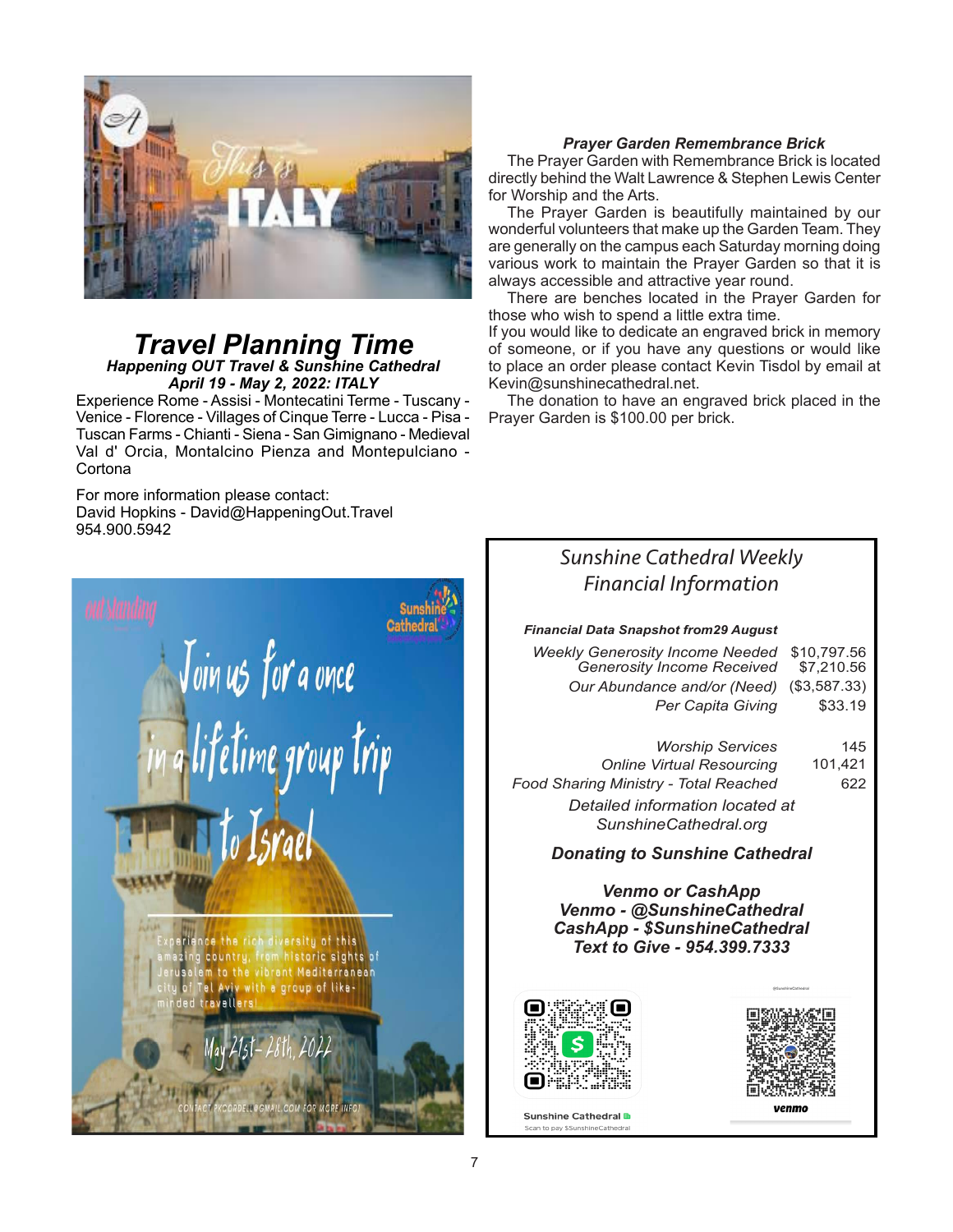## Travel Planning Time

***Happening OUT Travel & Sunshine Cathedral***

***April 19 - May 2, 2022: ITALY***

Experience Rome - Assisi - Montecatini Terme - Tuscany - Venice - Florence - Villages of Cinque Terre - Lucca - Pisa - Tuscan Farms - Chianti - Siena - San Gimignano - Medieval Val d' Orcia, Montalcino Pienza and Montepulciano - Cortona

For more information please contact:
David Hopkins - David@HappeningOut.Travel
954.900.5942

***Prayer Garden Remembrance Brick***

The Prayer Garden with Remembrance Brick is located directly behind the Walt Lawrence & Stephen Lewis Center for Worship and the Arts.

The Prayer Garden is beautifully maintained by our wonderful volunteers that make up the Garden Team. They are generally on the campus each Saturday morning doing various work to maintain the Prayer Garden so that it is always accessible and attractive year round.

There are benches located in the Prayer Garden for those who wish to spend a little extra time.

If you would like to dedicate an engraved brick in memory of someone, or if you have any questions or would like to place an order please contact Kevin Tisdol by email at Kevin@sunshinecathedral.net.

The donation to have an engraved brick placed in the Prayer Garden is $100.00 per brick.

## Sunshine Cathedral Weekly Financial Information

***Financial Data Snapshot from29 August***

| | |
|---|---|
| *Weekly Generosity Income Needed* | $10,797.56 |
| *Generosity Income Received* | $7,210.56 |
| *Our Abundance and/or (Need)* | ($3,587.33) |
| *Per Capita Giving* | $33.19 |
| *Worship Services* | 145 |
| *Online Virtual Resourcing* | 101,421 |
| *Food Sharing Ministry - Total Reached* | 622 |

*Detailed information located at SunshineCathedral.org*

***Donating to Sunshine Cathedral***

***Venmo or CashApp***
***Venmo - @SunshineCathedral***
***CashApp - $SunshineCathedral***
***Text to Give - 954.399.7333***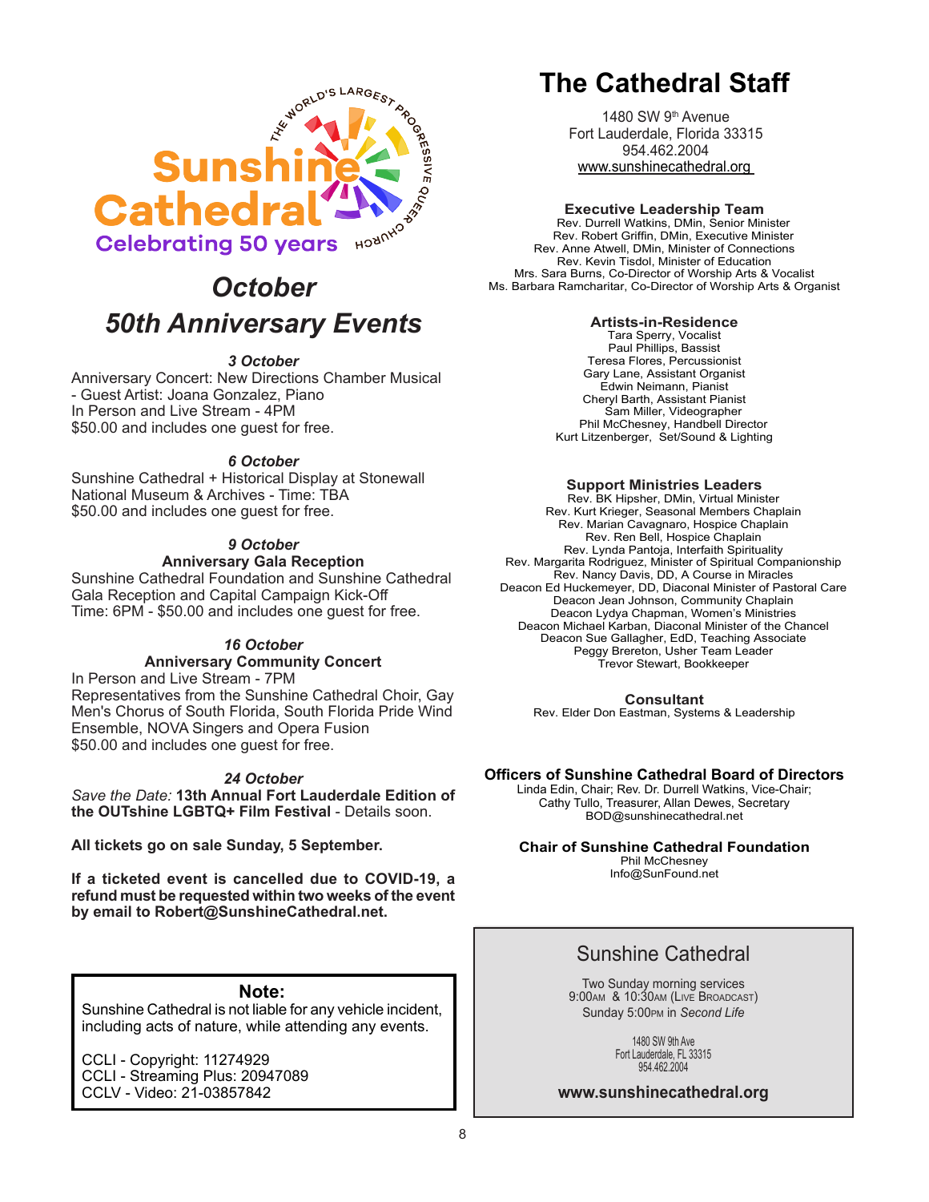THE WORLD'S LARGEST PROGRESSIVE QUEER CHURCH

Sunshine Cathedral

Celebrating 50 years

# *October 50th Anniversary Events*

***3 October***

Anniversary Concert: New Directions Chamber Musical - Guest Artist: Joana Gonzalez, Piano
In Person and Live Stream - 4PM
$50.00 and includes one guest for free.

***6 October***

Sunshine Cathedral + Historical Display at Stonewall National Museum & Archives - Time: TBA
$50.00 and includes one guest for free.

***9 October***

**Anniversary Gala Reception**

Sunshine Cathedral Foundation and Sunshine Cathedral Gala Reception and Capital Campaign Kick-Off
Time: 6PM - $50.00 and includes one guest for free.

***16 October***

**Anniversary Community Concert**

In Person and Live Stream - 7PM
Representatives from the Sunshine Cathedral Choir, Gay Men's Chorus of South Florida, South Florida Pride Wind Ensemble, NOVA Singers and Opera Fusion
$50.00 and includes one guest for free.

***24 October***

*Save the Date:* **13th Annual Fort Lauderdale Edition of the OUTshine LGBTQ+ Film Festival** - Details soon.

**All tickets go on sale Sunday, 5 September.**

**If a ticketed event is cancelled due to COVID-19, a refund must be requested within two weeks of the event by email to Robert@SunshineCathedral.net.**

**Note:**

Sunshine Cathedral is not liable for any vehicle incident, including acts of nature, while attending any events.

CCLI - Copyright: 11274929
CCLI - Streaming Plus: 20947089
CCLV - Video: 21-03857842

# The Cathedral Staff

1480 SW 9th Avenue
Fort Lauderdale, Florida 33315
954.462.2004
www.sunshinecathedral.org

**Executive Leadership Team**

Rev. Durrell Watkins, DMin, Senior Minister
Rev. Robert Griffin, DMin, Executive Minister
Rev. Anne Atwell, DMin, Minister of Connections
Rev. Kevin Tisdol, Minister of Education
Mrs. Sara Burns, Co-Director of Worship Arts & Vocalist
Ms. Barbara Ramcharitar, Co-Director of Worship Arts & Organist

**Artists-in-Residence**

Tara Sperry, Vocalist
Paul Phillips, Bassist
Teresa Flores, Percussionist
Gary Lane, Assistant Organist
Edwin Neimann, Pianist
Cheryl Barth, Assistant Pianist
Sam Miller, Videographer
Phil McChesney, Handbell Director
Kurt Litzenberger, Set/Sound & Lighting

**Support Ministries Leaders**

Rev. BK Hipsher, DMin, Virtual Minister
Rev. Kurt Krieger, Seasonal Members Chaplain
Rev. Marian Cavagnaro, Hospice Chaplain
Rev. Ren Bell, Hospice Chaplain
Rev. Lynda Pantoja, Interfaith Spirituality
Rev. Margarita Rodriguez, Minister of Spiritual Companionship
Rev. Nancy Davis, DD, A Course in Miracles
Deacon Ed Huckemeyer, DD, Diaconal Minister of Pastoral Care
Deacon Jean Johnson, Community Chaplain
Deacon Lydya Chapman, Women's Ministries
Deacon Michael Karban, Diaconal Minister of the Chancel
Deacon Sue Gallagher, EdD, Teaching Associate
Peggy Brereton, Usher Team Leader
Trevor Stewart, Bookkeeper

**Consultant**

Rev. Elder Don Eastman, Systems & Leadership

**Officers of Sunshine Cathedral Board of Directors**

Linda Edin, Chair; Rev. Dr. Durrell Watkins, Vice-Chair;
Cathy Tullo, Treasurer, Allan Dewes, Secretary
BOD@sunshinecathedral.net

**Chair of Sunshine Cathedral Foundation**

Phil McChesney
Info@SunFound.net

## Sunshine Cathedral

Two Sunday morning services
9:00AM & 10:30AM (LIVE BROADCAST)
Sunday 5:00PM in *Second Life*

1480 SW 9th Ave
Fort Lauderdale, FL 33315
954.462.2004

**www.sunshinecathedral.org**